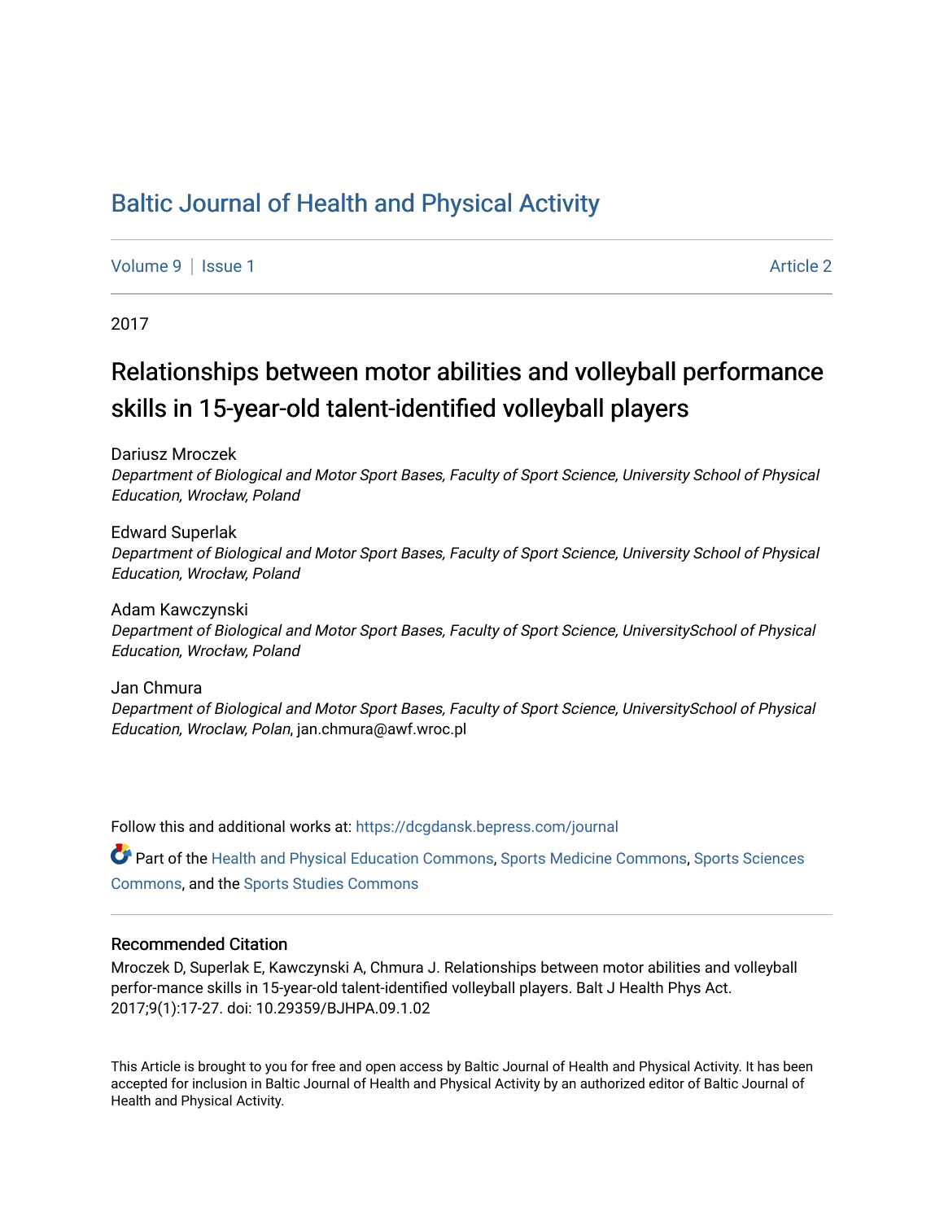# Baltic Journal of Health and Physical Activity

Volume 9 | Issue 1 Article 2

2017

## Relationships between motor abilities and volleyball performance skills in 15-year-old talent-identified volleyball players

Dariusz Mroczek
*Department of Biological and Motor Sport Bases, Faculty of Sport Science, University School of Physical Education, Wrocław, Poland*

Edward Superlak
*Department of Biological and Motor Sport Bases, Faculty of Sport Science, University School of Physical Education, Wrocław, Poland*

Adam Kawczynski
*Department of Biological and Motor Sport Bases, Faculty of Sport Science, UniversitySchool of Physical Education, Wrocław, Poland*

Jan Chmura
*Department of Biological and Motor Sport Bases, Faculty of Sport Science, UniversitySchool of Physical Education, Wroclaw, Polan*, jan.chmura@awf.wroc.pl

Follow this and additional works at: https://dcgdansk.bepress.com/journal

Part of the Health and Physical Education Commons, Sports Medicine Commons, Sports Sciences Commons, and the Sports Studies Commons

### Recommended Citation

Mroczek D, Superlak E, Kawczynski A, Chmura J. Relationships between motor abilities and volleyball perfor-mance skills in 15-year-old talent-identified volleyball players. Balt J Health Phys Act. 2017;9(1):17-27. doi: 10.29359/BJHPA.09.1.02

This Article is brought to you for free and open access by Baltic Journal of Health and Physical Activity. It has been accepted for inclusion in Baltic Journal of Health and Physical Activity by an authorized editor of Baltic Journal of Health and Physical Activity.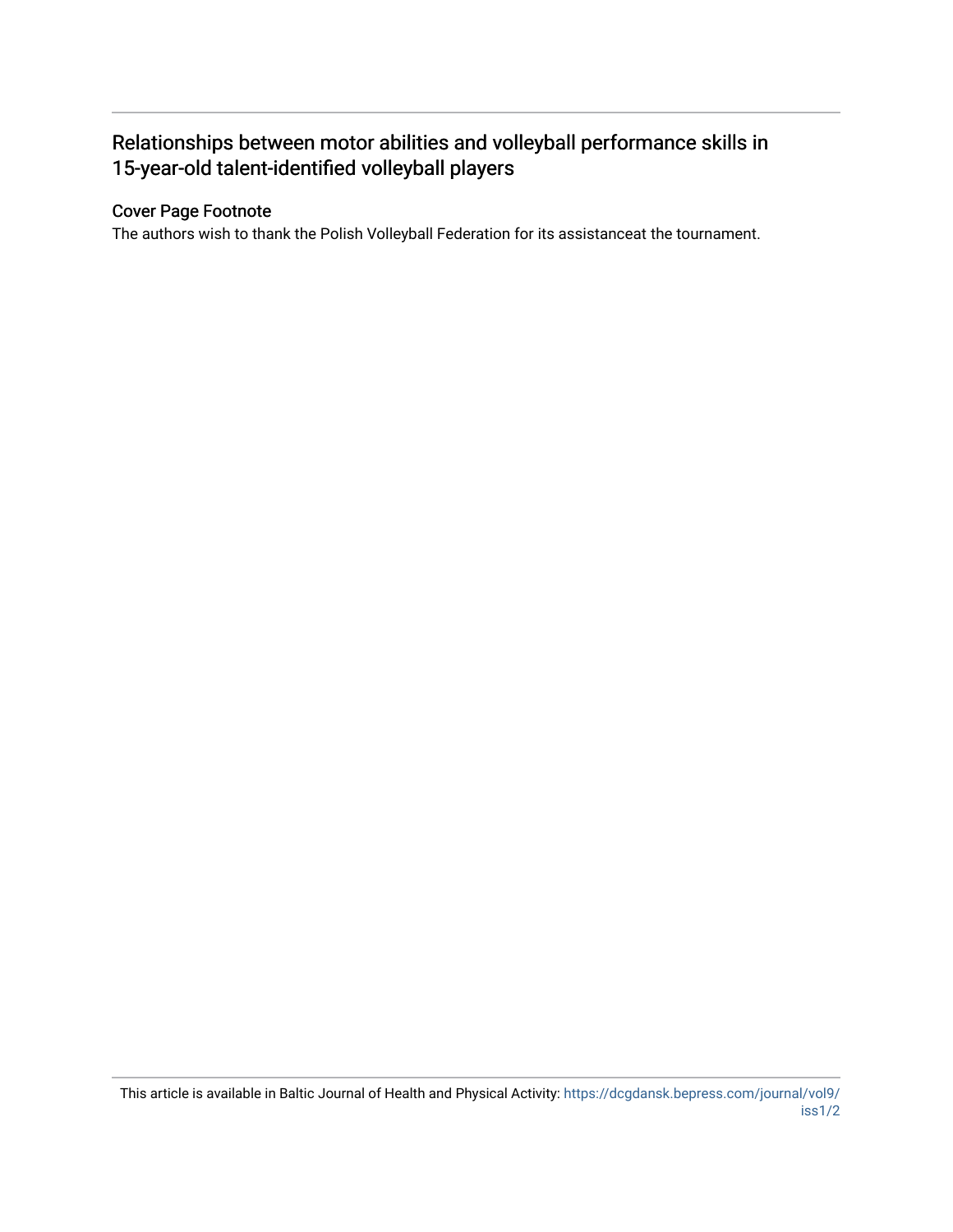# Relationships between motor abilities and volleyball performance skills in 15-year-old talent-identified volleyball players

## Cover Page Footnote

The authors wish to thank the Polish Volleyball Federation for its assistanceat the tournament.

This article is available in Baltic Journal of Health and Physical Activity: https://dcgdansk.bepress.com/journal/vol9/iss1/2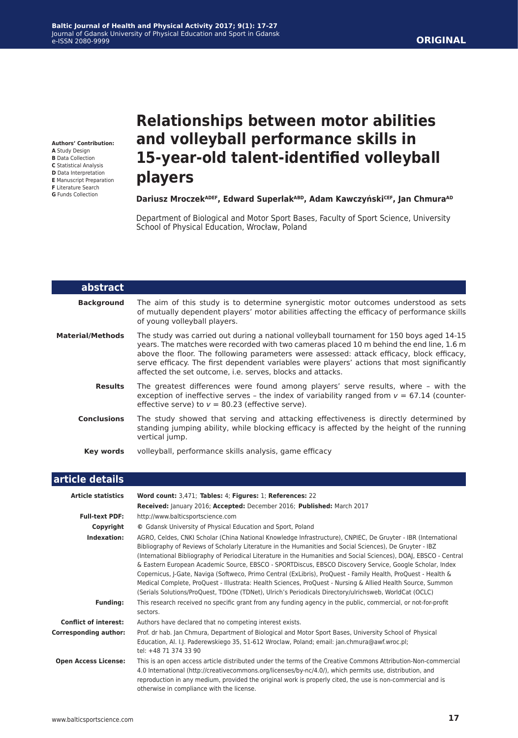ORIGINAL

# Relationships between motor abilities and volleyball performance skills in 15-year-old talent-identified volleyball players

**Authors' Contribution:**
**A** Study Design
**B** Data Collection
**C** Statistical Analysis
**D** Data Interpretation
**E** Manuscript Preparation
**F** Literature Search
**G** Funds Collection

**Dariusz Mroczek[ADEF], Edward Superlak[ABD], Adam Kawczyński[CEF], Jan Chmura[AD]**

Department of Biological and Motor Sport Bases, Faculty of Sport Science, University School of Physical Education, Wrocław, Poland

## abstract

**Background** The aim of this study is to determine synergistic motor outcomes understood as sets of mutually dependent players' motor abilities affecting the efficacy of performance skills of young volleyball players.

**Material/Methods** The study was carried out during a national volleyball tournament for 150 boys aged 14-15 years. The matches were recorded with two cameras placed 10 m behind the end line, 1.6 m above the floor. The following parameters were assessed: attack efficacy, block efficacy, serve efficacy. The first dependent variables were players' actions that most significantly affected the set outcome, i.e. serves, blocks and attacks.

**Results** The greatest differences were found among players' serve results, where – with the exception of ineffective serves – the index of variability ranged from $v = 67.14$ (counter-effective serve) to $v = 80.23$ (effective serve).

**Conclusions** The study showed that serving and attacking effectiveness is directly determined by standing jumping ability, while blocking efficacy is affected by the height of the running vertical jump.

**Key words** volleyball, performance skills analysis, game efficacy

## article details

**Article statistics** **Word count:** 3,471; **Tables:** 4; **Figures:** 1; **References:** 22
**Received:** January 2016; **Accepted:** December 2016; **Published:** March 2017

**Full-text PDF:** http://www.balticsportscience.com

**Copyright** © Gdansk University of Physical Education and Sport, Poland

**Indexation:** AGRO, Celdes, CNKI Scholar (China National Knowledge Infrastructure), CNPIEC, De Gruyter - IBR (International Bibliography of Reviews of Scholarly Literature in the Humanities and Social Sciences), De Gruyter - IBZ (International Bibliography of Periodical Literature in the Humanities and Social Sciences), DOAJ, EBSCO - Central & Eastern European Academic Source, EBSCO - SPORTDiscus, EBSCO Discovery Service, Google Scholar, Index Copernicus, J-Gate, Naviga (Softweco, Primo Central (ExLibris), ProQuest - Family Health, ProQuest - Health & Medical Complete, ProQuest - Illustrata: Health Sciences, ProQuest - Nursing & Allied Health Source, Summon (Serials Solutions/ProQuest, TDOne (TDNet), Ulrich's Periodicals Directory/ulrichsweb, WorldCat (OCLC)

**Funding:** This research received no specific grant from any funding agency in the public, commercial, or not-for-profit sectors.

**Conflict of interest:** Authors have declared that no competing interest exists.

**Corresponding author:** Prof. dr hab. Jan Chmura, Department of Biological and Motor Sport Bases, University School of Physical Education, Al. I.J. Paderewskiego 35, 51-612 Wroclaw, Poland; email: jan.chmura@awf.wroc.pl; tel: +48 71 374 33 90

**Open Access License:** This is an open access article distributed under the terms of the Creative Commons Attribution-Non-commercial 4.0 International (http://creativecommons.org/licenses/by-nc/4.0/), which permits use, distribution, and reproduction in any medium, provided the original work is properly cited, the use is non-commercial and is otherwise in compliance with the license.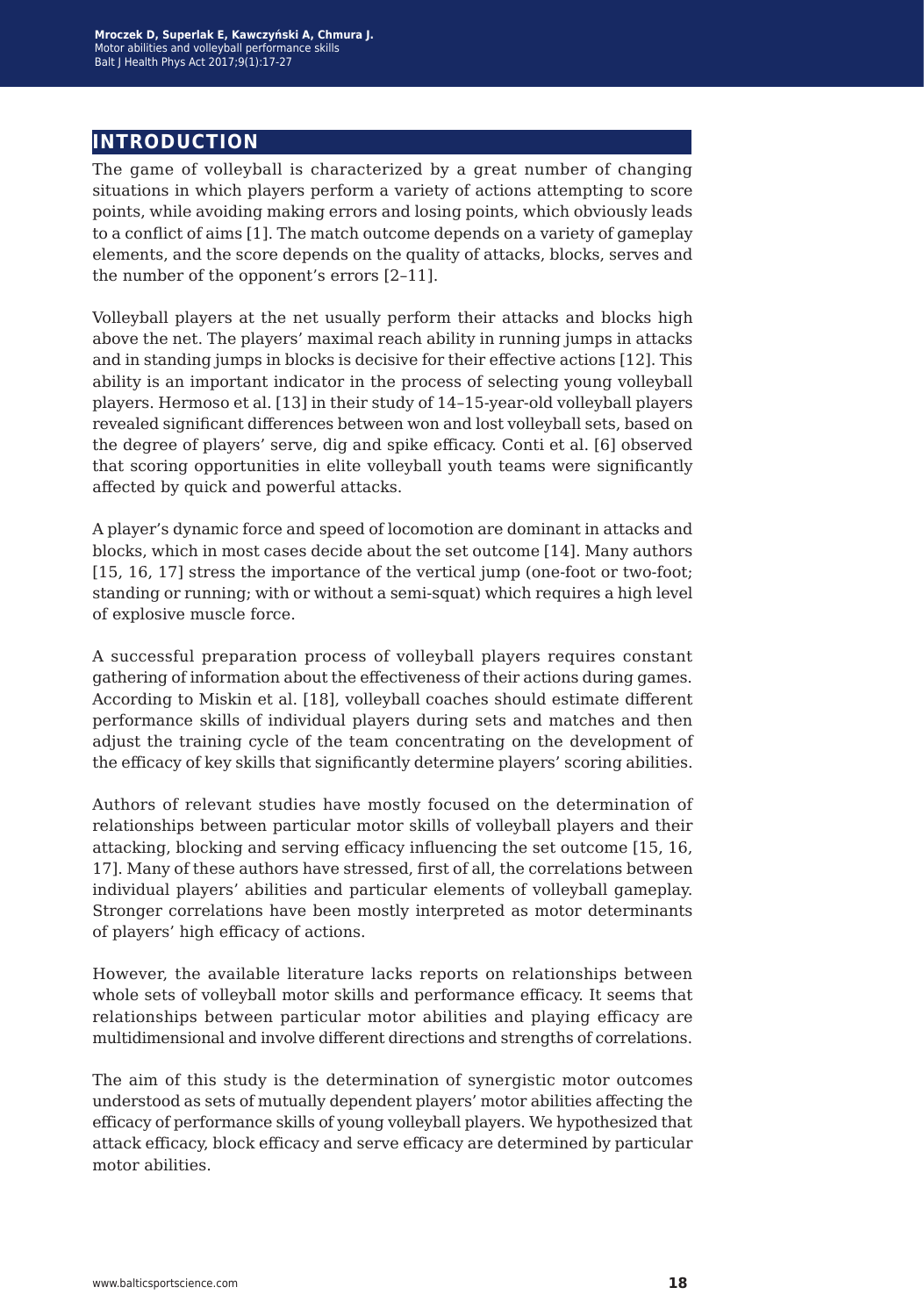## INTRODUCTION

The game of volleyball is characterized by a great number of changing situations in which players perform a variety of actions attempting to score points, while avoiding making errors and losing points, which obviously leads to a conflict of aims [1]. The match outcome depends on a variety of gameplay elements, and the score depends on the quality of attacks, blocks, serves and the number of the opponent's errors [2–11].

Volleyball players at the net usually perform their attacks and blocks high above the net. The players' maximal reach ability in running jumps in attacks and in standing jumps in blocks is decisive for their effective actions [12]. This ability is an important indicator in the process of selecting young volleyball players. Hermoso et al. [13] in their study of 14–15-year-old volleyball players revealed significant differences between won and lost volleyball sets, based on the degree of players' serve, dig and spike efficacy. Conti et al. [6] observed that scoring opportunities in elite volleyball youth teams were significantly affected by quick and powerful attacks.

A player's dynamic force and speed of locomotion are dominant in attacks and blocks, which in most cases decide about the set outcome [14]. Many authors [15, 16, 17] stress the importance of the vertical jump (one-foot or two-foot; standing or running; with or without a semi-squat) which requires a high level of explosive muscle force.

A successful preparation process of volleyball players requires constant gathering of information about the effectiveness of their actions during games. According to Miskin et al. [18], volleyball coaches should estimate different performance skills of individual players during sets and matches and then adjust the training cycle of the team concentrating on the development of the efficacy of key skills that significantly determine players' scoring abilities.

Authors of relevant studies have mostly focused on the determination of relationships between particular motor skills of volleyball players and their attacking, blocking and serving efficacy influencing the set outcome [15, 16, 17]. Many of these authors have stressed, first of all, the correlations between individual players' abilities and particular elements of volleyball gameplay. Stronger correlations have been mostly interpreted as motor determinants of players' high efficacy of actions.

However, the available literature lacks reports on relationships between whole sets of volleyball motor skills and performance efficacy. It seems that relationships between particular motor abilities and playing efficacy are multidimensional and involve different directions and strengths of correlations.

The aim of this study is the determination of synergistic motor outcomes understood as sets of mutually dependent players' motor abilities affecting the efficacy of performance skills of young volleyball players. We hypothesized that attack efficacy, block efficacy and serve efficacy are determined by particular motor abilities.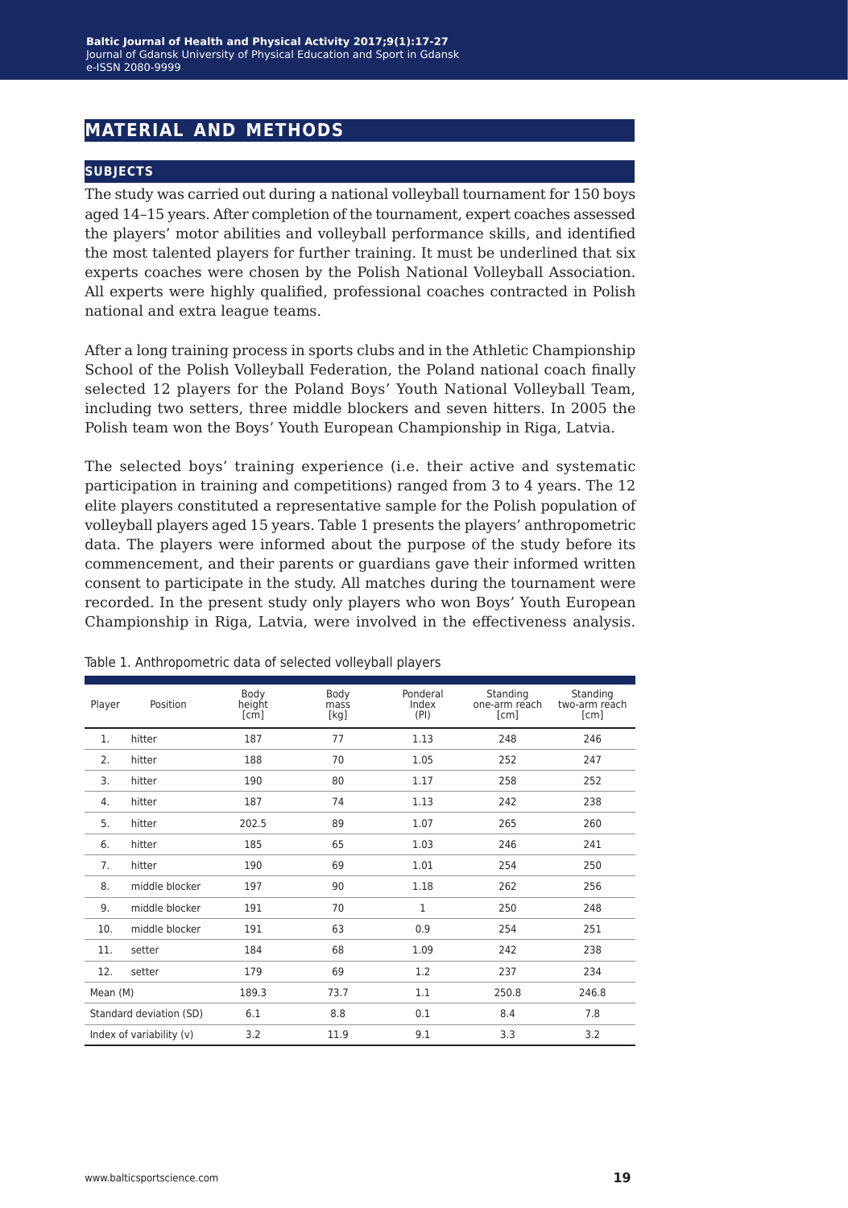# MATERIAL AND METHODS

## SUBJECTS

The study was carried out during a national volleyball tournament for 150 boys aged 14–15 years. After completion of the tournament, expert coaches assessed the players' motor abilities and volleyball performance skills, and identified the most talented players for further training. It must be underlined that six experts coaches were chosen by the Polish National Volleyball Association. All experts were highly qualified, professional coaches contracted in Polish national and extra league teams.

After a long training process in sports clubs and in the Athletic Championship School of the Polish Volleyball Federation, the Poland national coach finally selected 12 players for the Poland Boys' Youth National Volleyball Team, including two setters, three middle blockers and seven hitters. In 2005 the Polish team won the Boys' Youth European Championship in Riga, Latvia.

The selected boys' training experience (i.e. their active and systematic participation in training and competitions) ranged from 3 to 4 years. The 12 elite players constituted a representative sample for the Polish population of volleyball players aged 15 years. Table 1 presents the players' anthropometric data. The players were informed about the purpose of the study before its commencement, and their parents or guardians gave their informed written consent to participate in the study. All matches during the tournament were recorded. In the present study only players who won Boys' Youth European Championship in Riga, Latvia, were involved in the effectiveness analysis.

Table 1. Anthropometric data of selected volleyball players

| Player | Position | Body height [cm] | Body mass [kg] | Ponderal Index (PI) | Standing one-arm reach [cm] | Standing two-arm reach [cm] |
|---|---|---|---|---|---|---|
| 1. | hitter | 187 | 77 | 1.13 | 248 | 246 |
| 2. | hitter | 188 | 70 | 1.05 | 252 | 247 |
| 3. | hitter | 190 | 80 | 1.17 | 258 | 252 |
| 4. | hitter | 187 | 74 | 1.13 | 242 | 238 |
| 5. | hitter | 202.5 | 89 | 1.07 | 265 | 260 |
| 6. | hitter | 185 | 65 | 1.03 | 246 | 241 |
| 7. | hitter | 190 | 69 | 1.01 | 254 | 250 |
| 8. | middle blocker | 197 | 90 | 1.18 | 262 | 256 |
| 9. | middle blocker | 191 | 70 | 1 | 250 | 248 |
| 10. | middle blocker | 191 | 63 | 0.9 | 254 | 251 |
| 11. | setter | 184 | 68 | 1.09 | 242 | 238 |
| 12. | setter | 179 | 69 | 1.2 | 237 | 234 |
| Mean (M) | | 189.3 | 73.7 | 1.1 | 250.8 | 246.8 |
| Standard deviation (SD) | | 6.1 | 8.8 | 0.1 | 8.4 | 7.8 |
| Index of variability (v) | | 3.2 | 11.9 | 9.1 | 3.3 | 3.2 |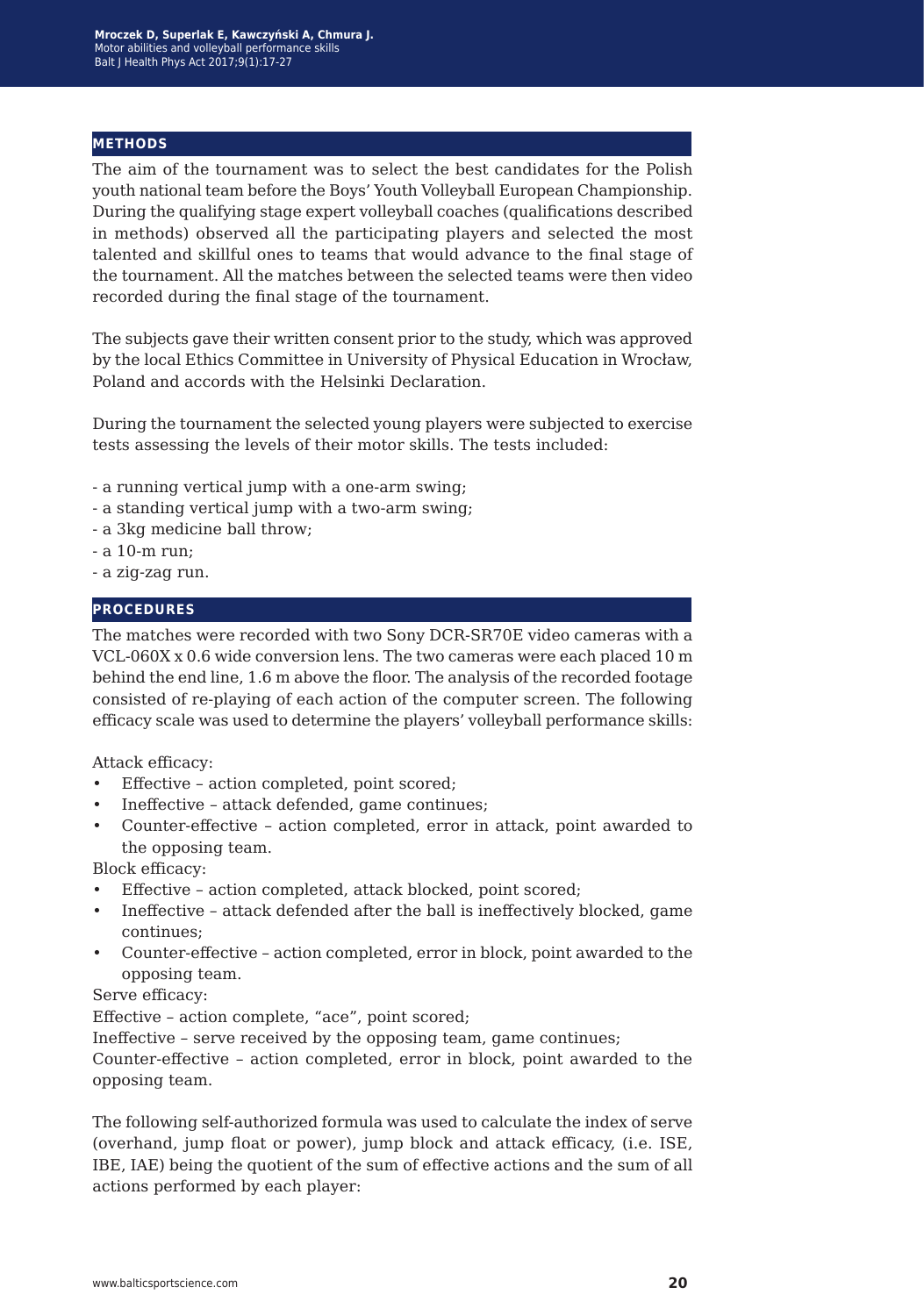## METHODS

The aim of the tournament was to select the best candidates for the Polish youth national team before the Boys' Youth Volleyball European Championship. During the qualifying stage expert volleyball coaches (qualifications described in methods) observed all the participating players and selected the most talented and skillful ones to teams that would advance to the final stage of the tournament. All the matches between the selected teams were then video recorded during the final stage of the tournament.

The subjects gave their written consent prior to the study, which was approved by the local Ethics Committee in University of Physical Education in Wrocław, Poland and accords with the Helsinki Declaration.

During the tournament the selected young players were subjected to exercise tests assessing the levels of their motor skills. The tests included:

- a running vertical jump with a one-arm swing;
- a standing vertical jump with a two-arm swing;
- a 3kg medicine ball throw;
- a 10-m run;
- a zig-zag run.

## PROCEDURES

The matches were recorded with two Sony DCR-SR70E video cameras with a VCL-060X x 0.6 wide conversion lens. The two cameras were each placed 10 m behind the end line, 1.6 m above the floor. The analysis of the recorded footage consisted of re-playing of each action of the computer screen. The following efficacy scale was used to determine the players' volleyball performance skills:

Attack efficacy:

- Effective – action completed, point scored;
- Ineffective – attack defended, game continues;
- Counter-effective – action completed, error in attack, point awarded to the opposing team.

Block efficacy:

- Effective – action completed, attack blocked, point scored;
- Ineffective – attack defended after the ball is ineffectively blocked, game continues;
- Counter-effective – action completed, error in block, point awarded to the opposing team.

Serve efficacy:

Effective – action complete, "ace", point scored;

Ineffective – serve received by the opposing team, game continues;

Counter-effective – action completed, error in block, point awarded to the opposing team.

The following self-authorized formula was used to calculate the index of serve (overhand, jump float or power), jump block and attack efficacy, (i.e. ISE, IBE, IAE) being the quotient of the sum of effective actions and the sum of all actions performed by each player: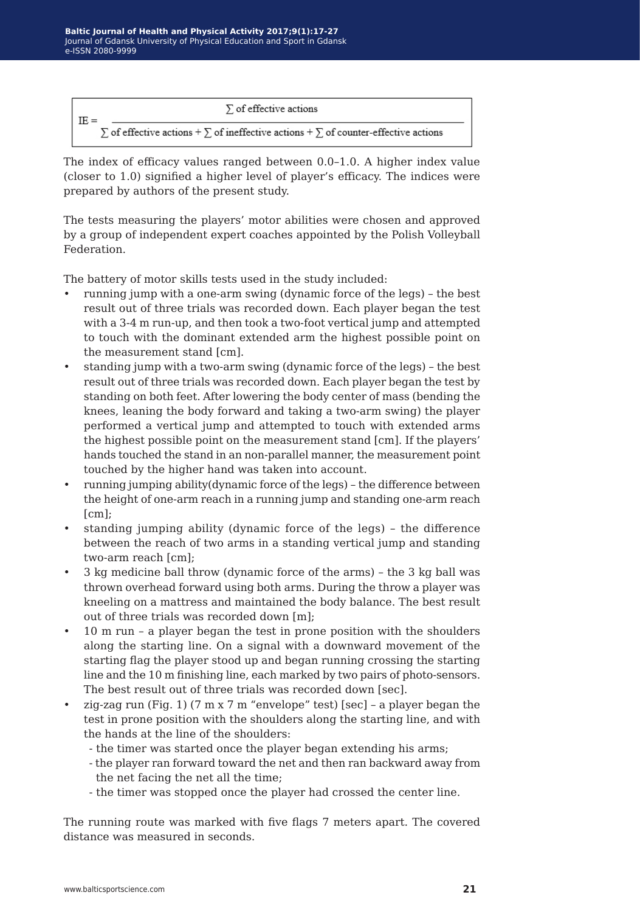$$IE = \frac{\sum \text{ of effective actions}}{\sum \text{ of effective actions} + \sum \text{ of ineffective actions} + \sum \text{ of counter-effective actions}}$$

The index of efficacy values ranged between 0.0–1.0. A higher index value (closer to 1.0) signified a higher level of player's efficacy. The indices were prepared by authors of the present study.

The tests measuring the players' motor abilities were chosen and approved by a group of independent expert coaches appointed by the Polish Volleyball Federation.

The battery of motor skills tests used in the study included:

- running jump with a one-arm swing (dynamic force of the legs) – the best result out of three trials was recorded down. Each player began the test with a 3-4 m run-up, and then took a two-foot vertical jump and attempted to touch with the dominant extended arm the highest possible point on the measurement stand [cm].
- standing jump with a two-arm swing (dynamic force of the legs) – the best result out of three trials was recorded down. Each player began the test by standing on both feet. After lowering the body center of mass (bending the knees, leaning the body forward and taking a two-arm swing) the player performed a vertical jump and attempted to touch with extended arms the highest possible point on the measurement stand [cm]. If the players' hands touched the stand in an non-parallel manner, the measurement point touched by the higher hand was taken into account.
- running jumping ability(dynamic force of the legs) – the difference between the height of one-arm reach in a running jump and standing one-arm reach [cm];
- standing jumping ability (dynamic force of the legs) – the difference between the reach of two arms in a standing vertical jump and standing two-arm reach [cm];
- 3 kg medicine ball throw (dynamic force of the arms) – the 3 kg ball was thrown overhead forward using both arms. During the throw a player was kneeling on a mattress and maintained the body balance. The best result out of three trials was recorded down [m];
- 10 m run – a player began the test in prone position with the shoulders along the starting line. On a signal with a downward movement of the starting flag the player stood up and began running crossing the starting line and the 10 m finishing line, each marked by two pairs of photo-sensors. The best result out of three trials was recorded down [sec].
- zig-zag run (Fig. 1) (7 m x 7 m "envelope" test) [sec] – a player began the test in prone position with the shoulders along the starting line, and with the hands at the line of the shoulders:
  - the timer was started once the player began extending his arms;
  - the player ran forward toward the net and then ran backward away from the net facing the net all the time;
  - the timer was stopped once the player had crossed the center line.

The running route was marked with five flags 7 meters apart. The covered distance was measured in seconds.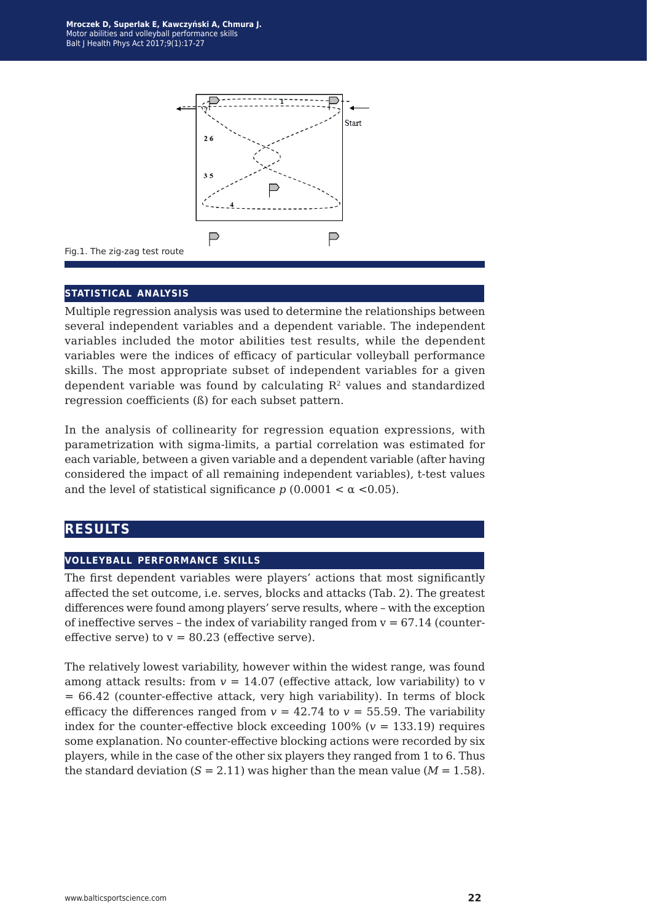Fig.1. The zig-zag test route

### STATISTICAL ANALYSIS

Multiple regression analysis was used to determine the relationships between several independent variables and a dependent variable. The independent variables included the motor abilities test results, while the dependent variables were the indices of efficacy of particular volleyball performance skills. The most appropriate subset of independent variables for a given dependent variable was found by calculating $R^2$ values and standardized regression coefficients (ß) for each subset pattern.

In the analysis of collinearity for regression equation expressions, with parametrization with sigma-limits, a partial correlation was estimated for each variable, between a given variable and a dependent variable (after having considered the impact of all remaining independent variables), t-test values and the level of statistical significance $p$ ($0.0001 < \alpha < 0.05$).

## RESULTS

### VOLLEYBALL PERFORMANCE SKILLS

The first dependent variables were players' actions that most significantly affected the set outcome, i.e. serves, blocks and attacks (Tab. 2). The greatest differences were found among players' serve results, where – with the exception of ineffective serves – the index of variability ranged from $v = 67.14$ (counter-effective serve) to $v = 80.23$ (effective serve).

The relatively lowest variability, however within the widest range, was found among attack results: from $v = 14.07$ (effective attack, low variability) to $v = 66.42$ (counter-effective attack, very high variability). In terms of block efficacy the differences ranged from $v = 42.74$ to $v = 55.59$. The variability index for the counter-effective block exceeding 100% ($v = 133.19$) requires some explanation. No counter-effective blocking actions were recorded by six players, while in the case of the other six players they ranged from 1 to 6. Thus the standard deviation ($S = 2.11$) was higher than the mean value ($M = 1.58$).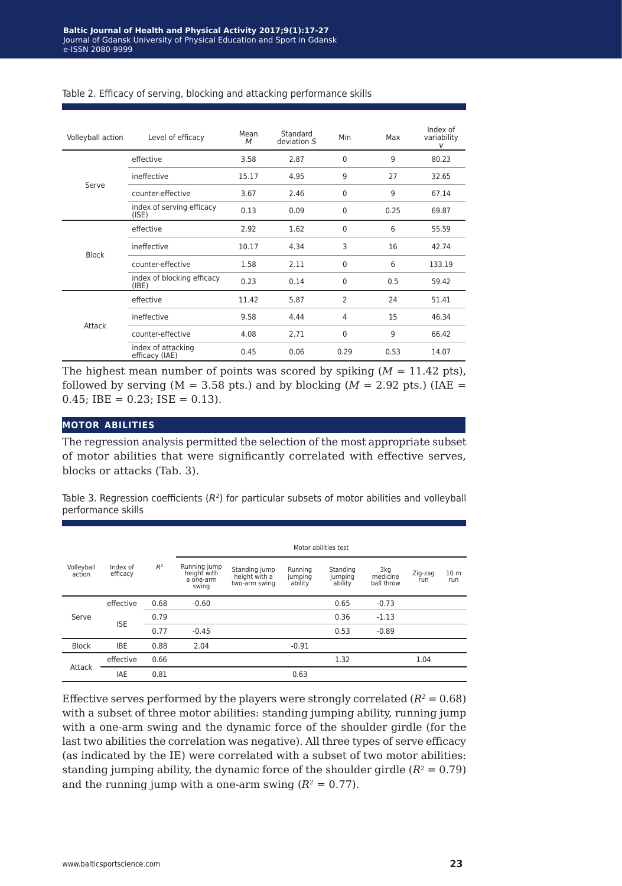Table 2. Efficacy of serving, blocking and attacking performance skills

| Volleyball action | Level of efficacy | Mean *M* | Standard deviation *S* | Min | Max | Index of variability *V* |
|---|---|---|---|---|---|---|
| Serve | effective | 3.58 | 2.87 | 0 | 9 | 80.23 |
| | ineffective | 15.17 | 4.95 | 9 | 27 | 32.65 |
| | counter-effective | 3.67 | 2.46 | 0 | 9 | 67.14 |
| | index of serving efficacy (ISE) | 0.13 | 0.09 | 0 | 0.25 | 69.87 |
| Block | effective | 2.92 | 1.62 | 0 | 6 | 55.59 |
| | ineffective | 10.17 | 4.34 | 3 | 16 | 42.74 |
| | counter-effective | 1.58 | 2.11 | 0 | 6 | 133.19 |
| | index of blocking efficacy (IBE) | 0.23 | 0.14 | 0 | 0.5 | 59.42 |
| Attack | effective | 11.42 | 5.87 | 2 | 24 | 51.41 |
| | ineffective | 9.58 | 4.44 | 4 | 15 | 46.34 |
| | counter-effective | 4.08 | 2.71 | 0 | 9 | 66.42 |
| | index of attacking efficacy (IAE) | 0.45 | 0.06 | 0.29 | 0.53 | 14.07 |

The highest mean number of points was scored by spiking ($M$ = 11.42 pts), followed by serving (M = 3.58 pts.) and by blocking ($M$ = 2.92 pts.) (IAE = 0.45; IBE = 0.23; ISE = 0.13).

## MOTOR ABILITIES

The regression analysis permitted the selection of the most appropriate subset of motor abilities that were significantly correlated with effective serves, blocks or attacks (Tab. 3).

Table 3. Regression coefficients ($R^2$) for particular subsets of motor abilities and volleyball performance skills

| | | | Motor abilities test | | | | | | |
|---|---|---|---|---|---|---|---|---|---|
| Volleyball action | Index of efficacy | $R^2$ | Running jump height with a one-arm swing | Standing jump height with a two-arm swing | Running jumping ability | Standing jumping ability | 3kg medicine ball throw | Zig-zag run | 10 m run |
| Serve | effective | 0.68 | -0.60 | | | 0.65 | -0.73 | | |
| | ISE | 0.79 | | | | 0.36 | -1.13 | | |
| | | 0.77 | -0.45 | | | 0.53 | -0.89 | | |
| Block | IBE | 0.88 | 2.04 | | -0.91 | | | | |
| Attack | effective | 0.66 | | | | 1.32 | | 1.04 | |
| | IAE | 0.81 | | | 0.63 | | | | |

Effective serves performed by the players were strongly correlated ($R^2$ = 0.68) with a subset of three motor abilities: standing jumping ability, running jump with a one-arm swing and the dynamic force of the shoulder girdle (for the last two abilities the correlation was negative). All three types of serve efficacy (as indicated by the IE) were correlated with a subset of two motor abilities: standing jumping ability, the dynamic force of the shoulder girdle ($R^2$ = 0.79) and the running jump with a one-arm swing ($R^2$ = 0.77).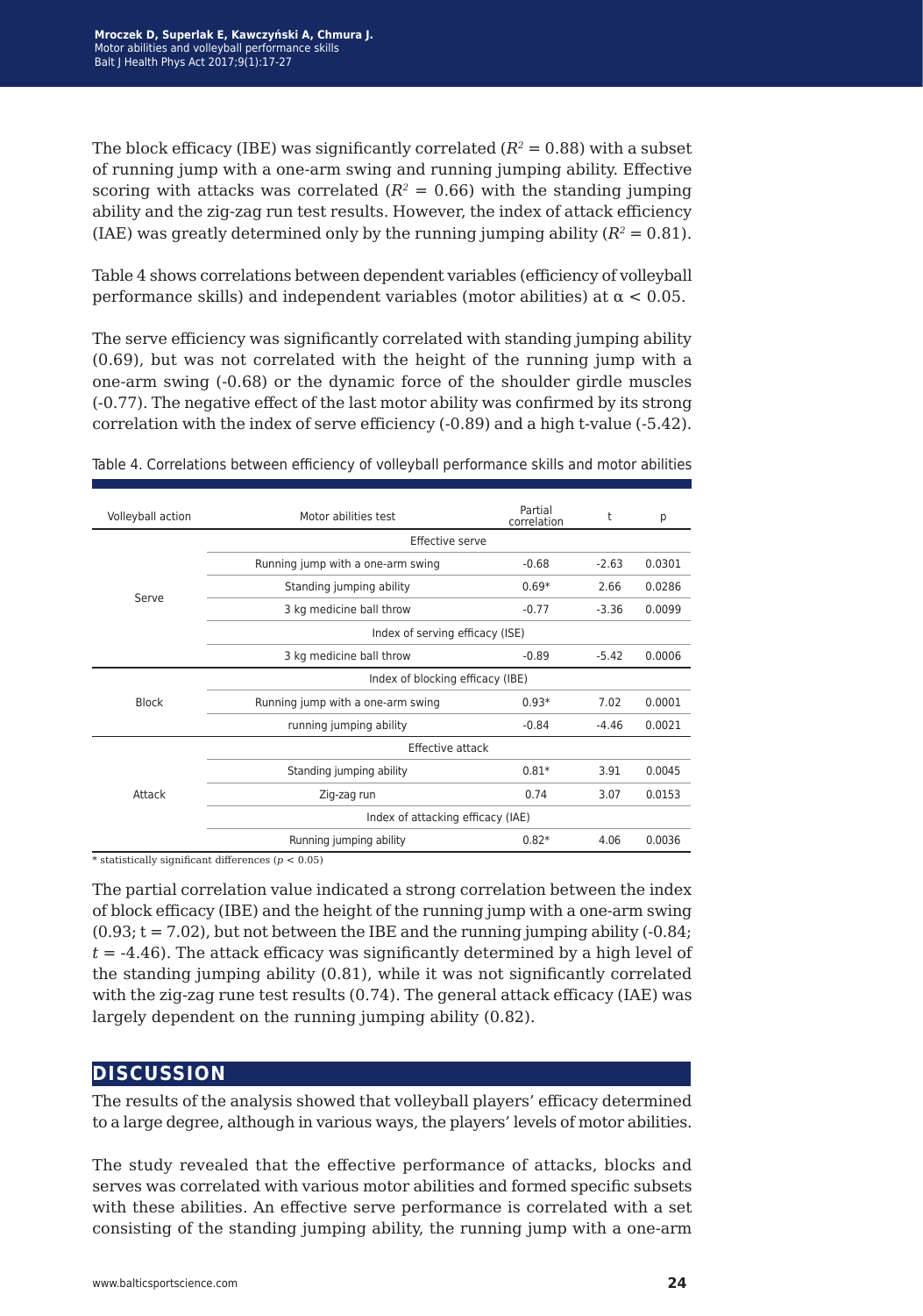The block efficacy (IBE) was significantly correlated ($R^2 = 0.88$) with a subset of running jump with a one-arm swing and running jumping ability. Effective scoring with attacks was correlated ($R^2 = 0.66$) with the standing jumping ability and the zig-zag run test results. However, the index of attack efficiency (IAE) was greatly determined only by the running jumping ability ($R^2 = 0.81$).

Table 4 shows correlations between dependent variables (efficiency of volleyball performance skills) and independent variables (motor abilities) at $\alpha < 0.05$.

The serve efficiency was significantly correlated with standing jumping ability (0.69), but was not correlated with the height of the running jump with a one-arm swing (-0.68) or the dynamic force of the shoulder girdle muscles (-0.77). The negative effect of the last motor ability was confirmed by its strong correlation with the index of serve efficiency (-0.89) and a high t-value (-5.42).

Table 4. Correlations between efficiency of volleyball performance skills and motor abilities

| Volleyball action | Motor abilities test | Partial correlation | t | p |
|---|---|---|---|---|
| Serve | Effective serve | | | |
| | Running jump with a one-arm swing | -0.68 | -2.63 | 0.0301 |
| | Standing jumping ability | 0.69* | 2.66 | 0.0286 |
| | 3 kg medicine ball throw | -0.77 | -3.36 | 0.0099 |
| | Index of serving efficacy (ISE) | | | |
| | 3 kg medicine ball throw | -0.89 | -5.42 | 0.0006 |
| Block | Index of blocking efficacy (IBE) | | | |
| | Running jump with a one-arm swing | 0.93* | 7.02 | 0.0001 |
| | running jumping ability | -0.84 | -4.46 | 0.0021 |
| Attack | Effective attack | | | |
| | Standing jumping ability | 0.81* | 3.91 | 0.0045 |
| | Zig-zag run | 0.74 | 3.07 | 0.0153 |
| | Index of attacking efficacy (IAE) | | | |
| | Running jumping ability | 0.82* | 4.06 | 0.0036 |

\* statistically significant differences ($p < 0.05$)

The partial correlation value indicated a strong correlation between the index of block efficacy (IBE) and the height of the running jump with a one-arm swing (0.93; t = 7.02), but not between the IBE and the running jumping ability (-0.84; $t = -4.46$). The attack efficacy was significantly determined by a high level of the standing jumping ability (0.81), while it was not significantly correlated with the zig-zag rune test results (0.74). The general attack efficacy (IAE) was largely dependent on the running jumping ability (0.82).

## DISCUSSION

The results of the analysis showed that volleyball players' efficacy determined to a large degree, although in various ways, the players' levels of motor abilities.

The study revealed that the effective performance of attacks, blocks and serves was correlated with various motor abilities and formed specific subsets with these abilities. An effective serve performance is correlated with a set consisting of the standing jumping ability, the running jump with a one-arm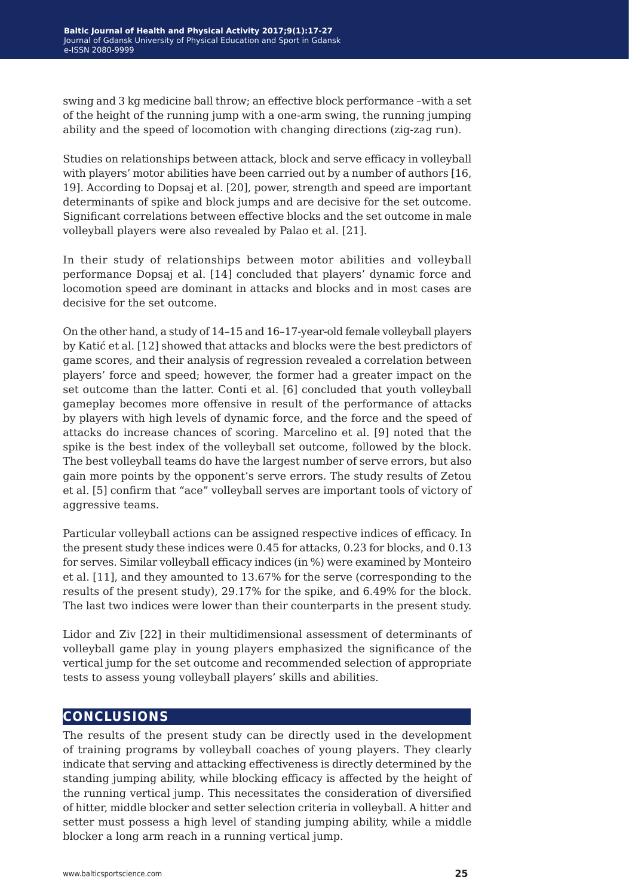swing and 3 kg medicine ball throw; an effective block performance –with a set of the height of the running jump with a one-arm swing, the running jumping ability and the speed of locomotion with changing directions (zig-zag run).

Studies on relationships between attack, block and serve efficacy in volleyball with players' motor abilities have been carried out by a number of authors [16, 19]. According to Dopsaj et al. [20], power, strength and speed are important determinants of spike and block jumps and are decisive for the set outcome. Significant correlations between effective blocks and the set outcome in male volleyball players were also revealed by Palao et al. [21].

In their study of relationships between motor abilities and volleyball performance Dopsaj et al. [14] concluded that players' dynamic force and locomotion speed are dominant in attacks and blocks and in most cases are decisive for the set outcome.

On the other hand, a study of 14–15 and 16–17-year-old female volleyball players by Katić et al. [12] showed that attacks and blocks were the best predictors of game scores, and their analysis of regression revealed a correlation between players' force and speed; however, the former had a greater impact on the set outcome than the latter. Conti et al. [6] concluded that youth volleyball gameplay becomes more offensive in result of the performance of attacks by players with high levels of dynamic force, and the force and the speed of attacks do increase chances of scoring. Marcelino et al. [9] noted that the spike is the best index of the volleyball set outcome, followed by the block. The best volleyball teams do have the largest number of serve errors, but also gain more points by the opponent's serve errors. The study results of Zetou et al. [5] confirm that "ace" volleyball serves are important tools of victory of aggressive teams.

Particular volleyball actions can be assigned respective indices of efficacy. In the present study these indices were 0.45 for attacks, 0.23 for blocks, and 0.13 for serves. Similar volleyball efficacy indices (in %) were examined by Monteiro et al. [11], and they amounted to 13.67% for the serve (corresponding to the results of the present study), 29.17% for the spike, and 6.49% for the block. The last two indices were lower than their counterparts in the present study.

Lidor and Ziv [22] in their multidimensional assessment of determinants of volleyball game play in young players emphasized the significance of the vertical jump for the set outcome and recommended selection of appropriate tests to assess young volleyball players' skills and abilities.

## CONCLUSIONS

The results of the present study can be directly used in the development of training programs by volleyball coaches of young players. They clearly indicate that serving and attacking effectiveness is directly determined by the standing jumping ability, while blocking efficacy is affected by the height of the running vertical jump. This necessitates the consideration of diversified of hitter, middle blocker and setter selection criteria in volleyball. A hitter and setter must possess a high level of standing jumping ability, while a middle blocker a long arm reach in a running vertical jump.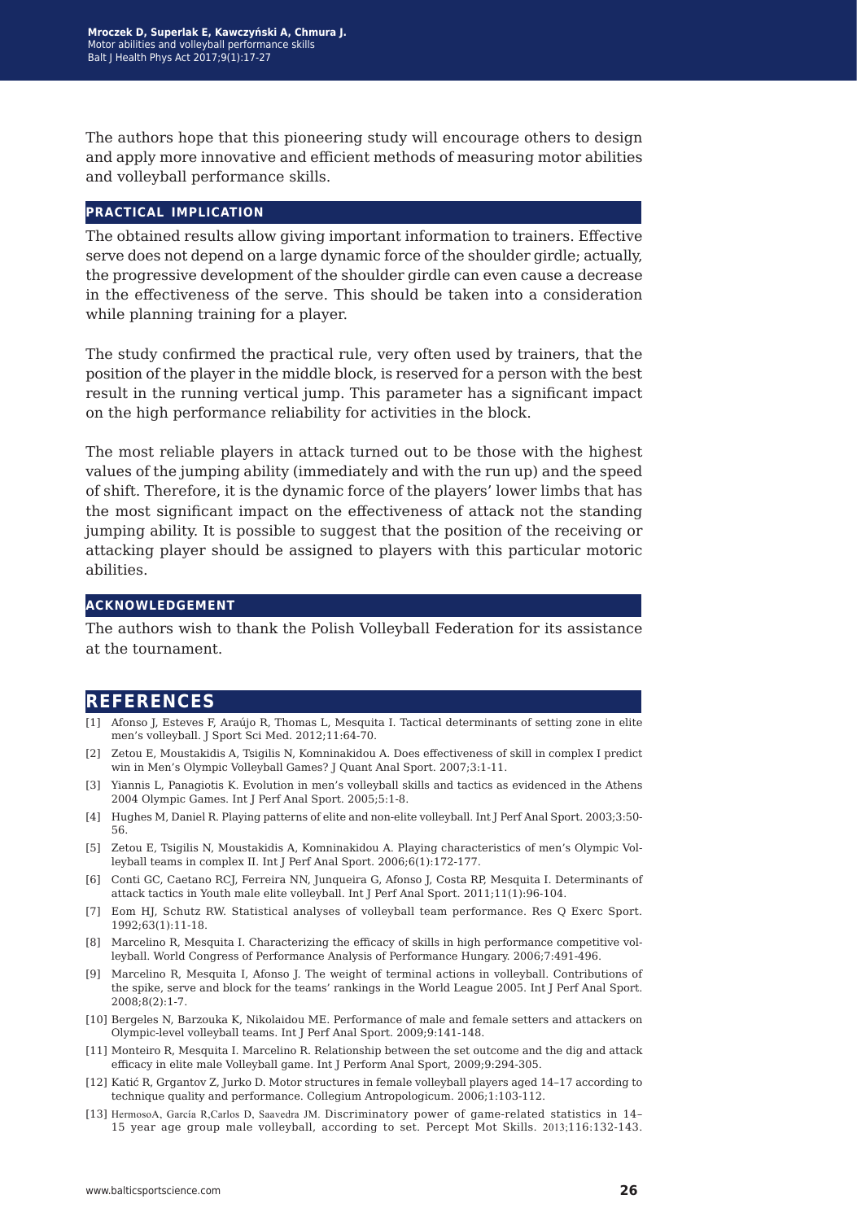The authors hope that this pioneering study will encourage others to design and apply more innovative and efficient methods of measuring motor abilities and volleyball performance skills.

## PRACTICAL IMPLICATION

The obtained results allow giving important information to trainers. Effective serve does not depend on a large dynamic force of the shoulder girdle; actually, the progressive development of the shoulder girdle can even cause a decrease in the effectiveness of the serve. This should be taken into a consideration while planning training for a player.

The study confirmed the practical rule, very often used by trainers, that the position of the player in the middle block, is reserved for a person with the best result in the running vertical jump. This parameter has a significant impact on the high performance reliability for activities in the block.

The most reliable players in attack turned out to be those with the highest values of the jumping ability (immediately and with the run up) and the speed of shift. Therefore, it is the dynamic force of the players' lower limbs that has the most significant impact on the effectiveness of attack not the standing jumping ability. It is possible to suggest that the position of the receiving or attacking player should be assigned to players with this particular motoric abilities.

## ACKNOWLEDGEMENT

The authors wish to thank the Polish Volleyball Federation for its assistance at the tournament.

# REFERENCES

[1] Afonso J, Esteves F, Araújo R, Thomas L, Mesquita I. Tactical determinants of setting zone in elite men's volleyball. J Sport Sci Med. 2012;11:64-70.

[2] Zetou E, Moustakidis A, Tsigilis N, Komninakidou A. Does effectiveness of skill in complex I predict win in Men's Olympic Volleyball Games? J Quant Anal Sport. 2007;3:1-11.

[3] Yiannis L, Panagiotis K. Evolution in men's volleyball skills and tactics as evidenced in the Athens 2004 Olympic Games. Int J Perf Anal Sport. 2005;5:1-8.

[4] Hughes M, Daniel R. Playing patterns of elite and non-elite volleyball. Int J Perf Anal Sport. 2003;3:50-56.

[5] Zetou E, Tsigilis N, Moustakidis A, Komninakidou A. Playing characteristics of men's Olympic Volleyball teams in complex II. Int J Perf Anal Sport. 2006;6(1):172-177.

[6] Conti GC, Caetano RCJ, Ferreira NN, Junqueira G, Afonso J, Costa RP, Mesquita I. Determinants of attack tactics in Youth male elite volleyball. Int J Perf Anal Sport. 2011;11(1):96-104.

[7] Eom HJ, Schutz RW. Statistical analyses of volleyball team performance. Res Q Exerc Sport. 1992;63(1):11-18.

[8] Marcelino R, Mesquita I. Characterizing the efficacy of skills in high performance competitive volleyball. World Congress of Performance Analysis of Performance Hungary. 2006;7:491-496.

[9] Marcelino R, Mesquita I, Afonso J. The weight of terminal actions in volleyball. Contributions of the spike, serve and block for the teams' rankings in the World League 2005. Int J Perf Anal Sport. 2008;8(2):1-7.

[10] Bergeles N, Barzouka K, Nikolaidou ME. Performance of male and female setters and attackers on Olympic-level volleyball teams. Int J Perf Anal Sport. 2009;9:141-148.

[11] Monteiro R, Mesquita I. Marcelino R. Relationship between the set outcome and the dig and attack efficacy in elite male Volleyball game. Int J Perform Anal Sport, 2009;9:294-305.

[12] Katić R, Grgantov Z, Jurko D. Motor structures in female volleyball players aged 14–17 according to technique quality and performance. Collegium Antropologicum. 2006;1:103-112.

[13] HermosoA, García R,Carlos D, Saavedra JM. Discriminatory power of game-related statistics in 14–15 year age group male volleyball, according to set. Percept Mot Skills. 2013;116:132-143.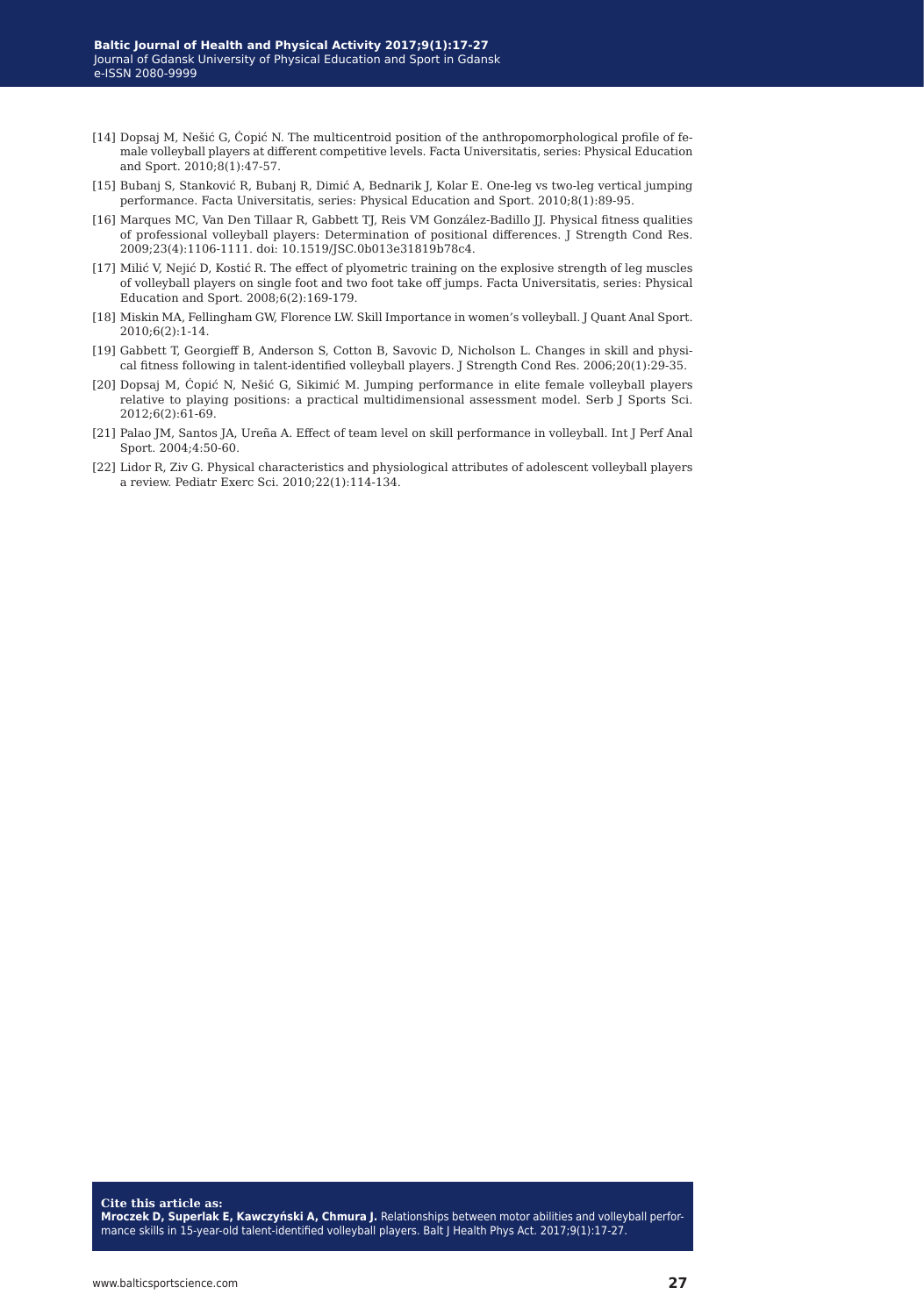[14] Dopsaj M, Nešić G, Ćopić N. The multicentroid position of the anthropomorphological profile of female volleyball players at different competitive levels. Facta Universitatis, series: Physical Education and Sport. 2010;8(1):47-57.

[15] Bubanj S, Stanković R, Bubanj R, Dimić A, Bednarik J, Kolar E. One-leg vs two-leg vertical jumping performance. Facta Universitatis, series: Physical Education and Sport. 2010;8(1):89-95.

[16] Marques MC, Van Den Tillaar R, Gabbett TJ, Reis VM González-Badillo JJ. Physical fitness qualities of professional volleyball players: Determination of positional differences. J Strength Cond Res. 2009;23(4):1106-1111. doi: 10.1519/JSC.0b013e31819b78c4.

[17] Milić V, Nejić D, Kostić R. The effect of plyometric training on the explosive strength of leg muscles of volleyball players on single foot and two foot take off jumps. Facta Universitatis, series: Physical Education and Sport. 2008;6(2):169-179.

[18] Miskin MA, Fellingham GW, Florence LW. Skill Importance in women's volleyball. J Quant Anal Sport. 2010;6(2):1-14.

[19] Gabbett T, Georgieff B, Anderson S, Cotton B, Savovic D, Nicholson L. Changes in skill and physical fitness following in talent-identified volleyball players. J Strength Cond Res. 2006;20(1):29-35.

[20] Dopsaj M, Ćopić N, Nešić G, Sikimić M. Jumping performance in elite female volleyball players relative to playing positions: a practical multidimensional assessment model. Serb J Sports Sci. 2012;6(2):61-69.

[21] Palao JM, Santos JA, Ureña A. Effect of team level on skill performance in volleyball. Int J Perf Anal Sport. 2004;4:50-60.

[22] Lidor R, Ziv G. Physical characteristics and physiological attributes of adolescent volleyball players a review. Pediatr Exerc Sci. 2010;22(1):114-134.

**Cite this article as:**
**Mroczek D, Superlak E, Kawczyński A, Chmura J.** Relationships between motor abilities and volleyball performance skills in 15-year-old talent-identified volleyball players. Balt J Health Phys Act. 2017;9(1):17-27.